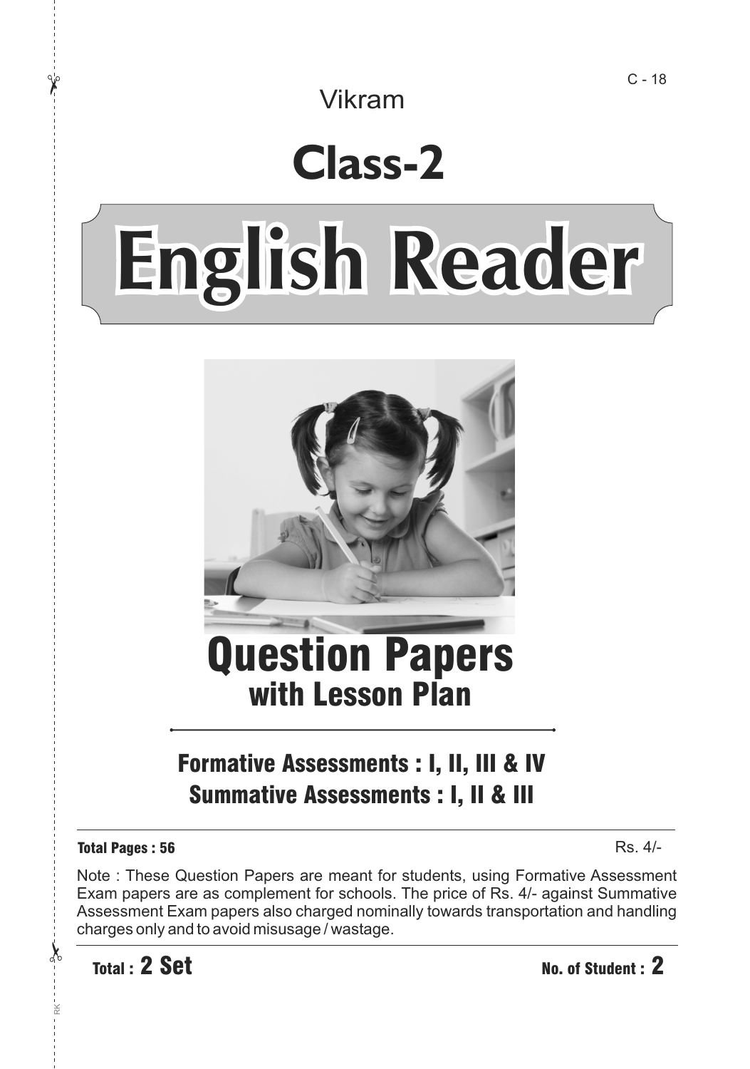C - 18

Vikram

# Class-2

# English Reader

## Question Papers
### with Lesson Plan

**Formative Assessments : I, II, III & IV**
**Summative Assessments : I, II & III**

**Total Pages : 56** Rs. 4/-

Note : These Question Papers are meant for students, using Formative Assessment Exam papers are as complement for schools. The price of Rs. 4/- against Summative Assessment Exam papers also charged nominally towards transportation and handling charges only and to avoid misusage / wastage.

**Total : 2 Set** **No. of Student : 2**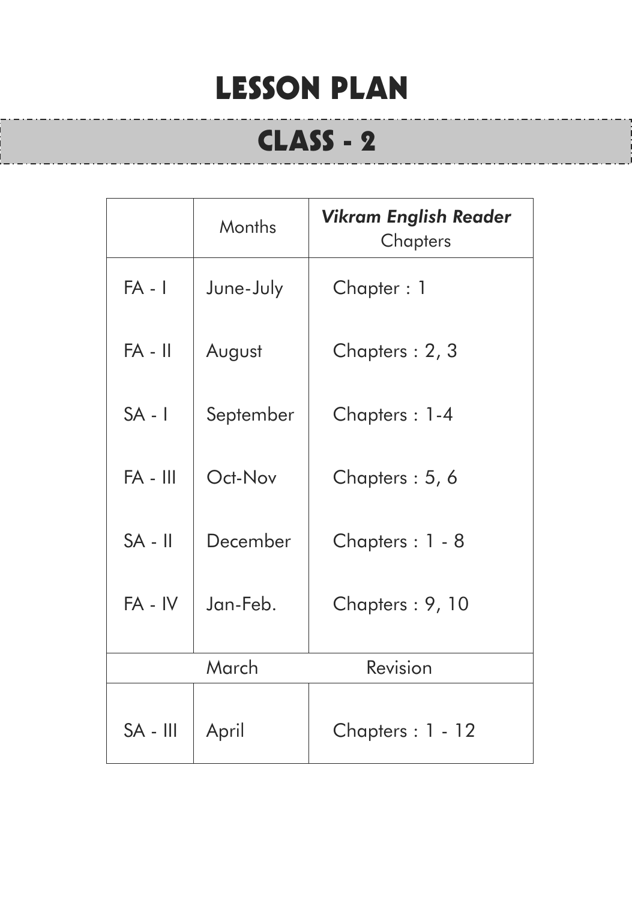# LESSON PLAN

## CLASS - 2

| | Months | *Vikram English Reader* Chapters |
|---|---|---|
| FA - I | June-July | Chapter : 1 |
| FA - II | August | Chapters : 2, 3 |
| SA - I | September | Chapters : 1-4 |
| FA - III | Oct-Nov | Chapters : 5, 6 |
| SA - II | December | Chapters : 1 - 8 |
| FA - IV | Jan-Feb. | Chapters : 9, 10 |
| | March | Revision |
| SA - III | April | Chapters : 1 - 12 |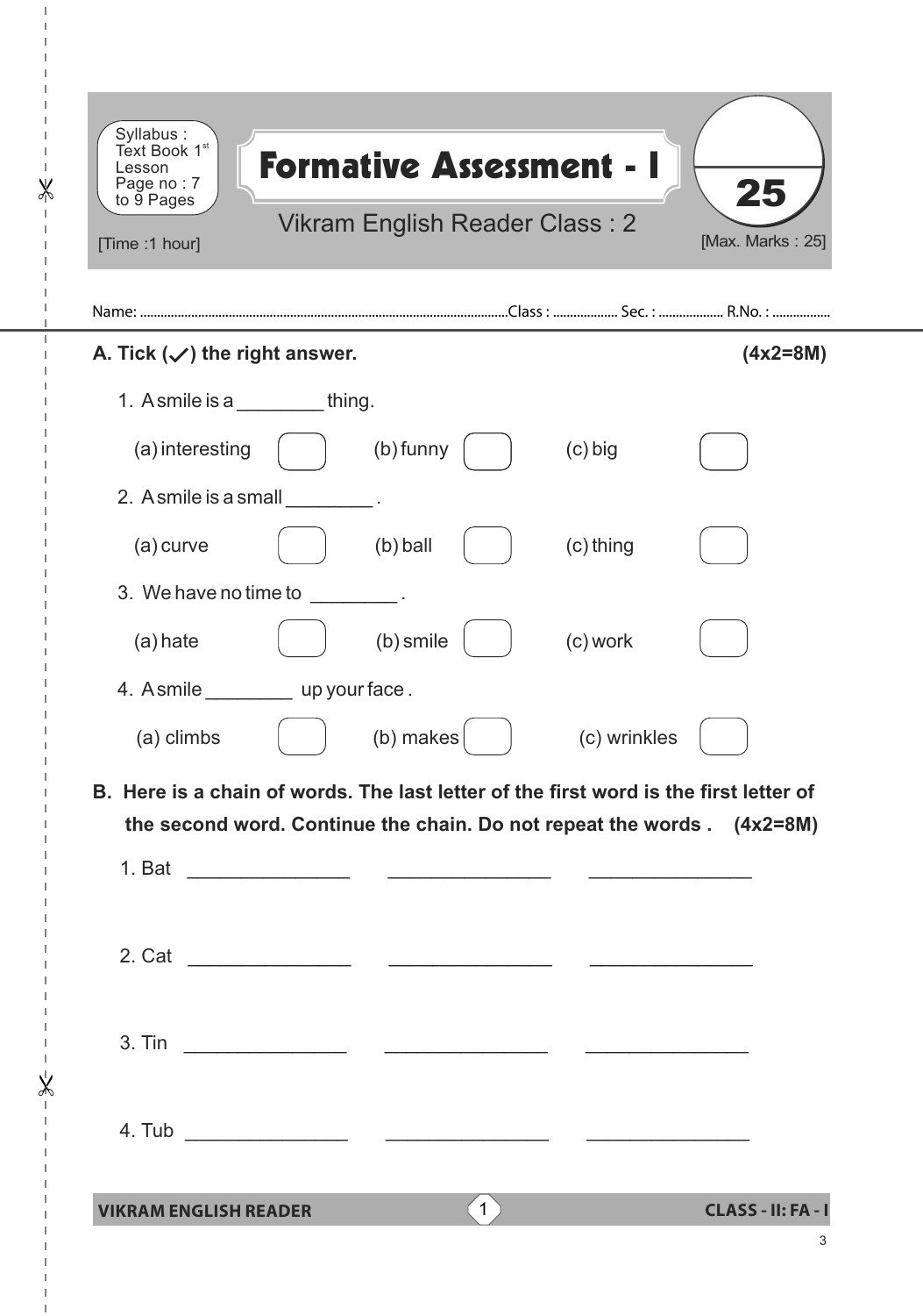Syllabus : Text Book 1st Lesson Page no : 7 to 9 Pages

# Formative Assessment - I

Vikram English Reader Class : 2

[Time :1 hour] [Max. Marks : 25]

25

Name: .......................................................Class : .................. Sec. : .................. R.No. : .................

**A. Tick (✓) the right answer.** **(4x2=8M)**

1. A smile is a ________ thing.

   (a) interesting ☐ (b) funny ☐ (c) big ☐

2. A smile is a small ________ .

   (a) curve ☐ (b) ball ☐ (c) thing ☐

3. We have no time to ________ .

   (a) hate ☐ (b) smile ☐ (c) work ☐

4. A smile ________ up your face .

   (a) climbs ☐ (b) makes ☐ (c) wrinkles ☐

**B. Here is a chain of words. The last letter of the first word is the first letter of the second word. Continue the chain. Do not repeat the words .** **(4x2=8M)**

1. Bat _______________ _______________ _______________

2. Cat _______________ _______________ _______________

3. Tin _______________ _______________ _______________

4. Tub _______________ _______________ _______________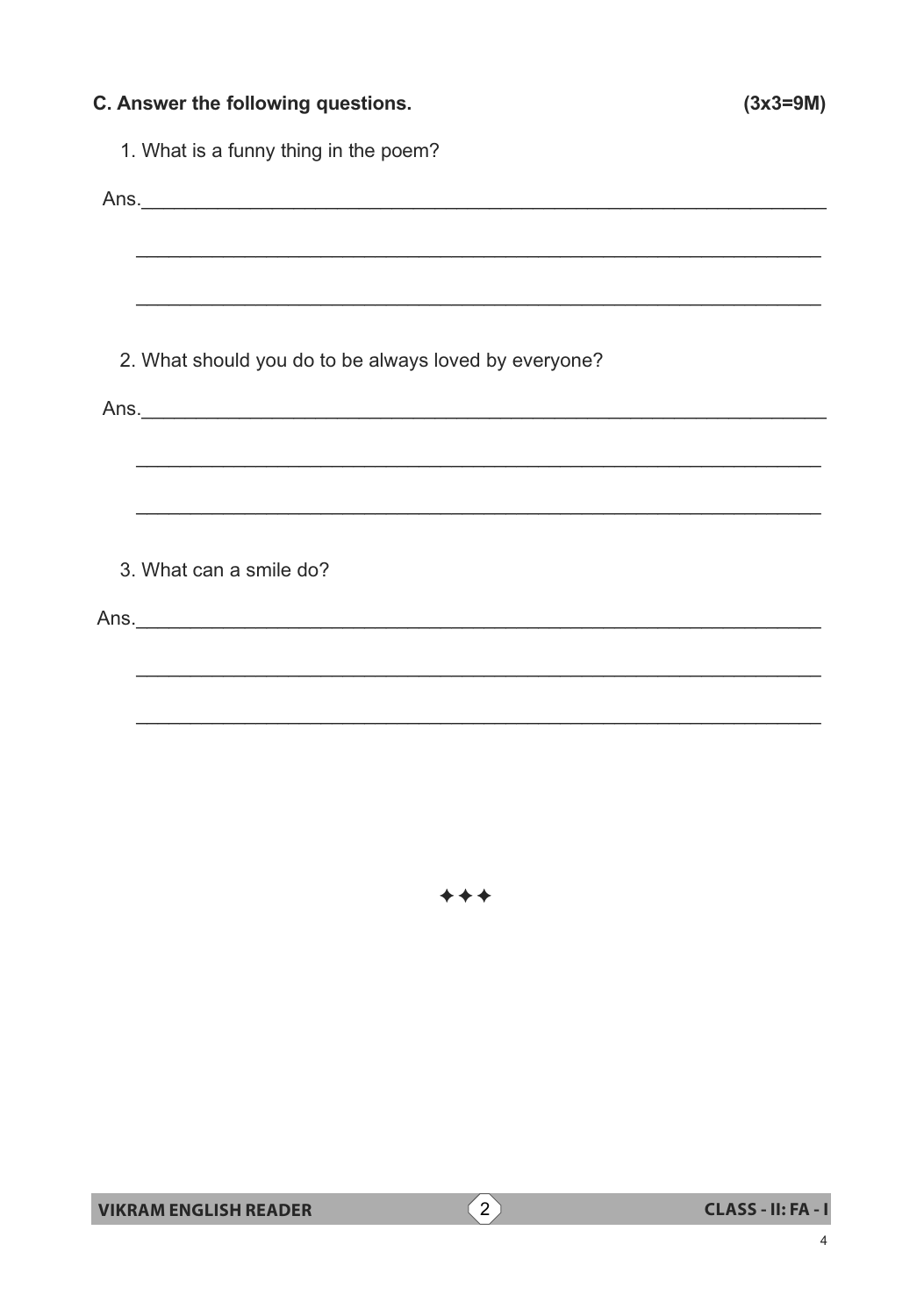**C. Answer the following questions.** **(3x3=9M)**

1. What is a funny thing in the poem?

Ans.________________________________________________________________

____________________________________________________________________

____________________________________________________________________

2. What should you do to be always loved by everyone?

Ans.________________________________________________________________

____________________________________________________________________

____________________________________________________________________

3. What can a smile do?

Ans.________________________________________________________________

____________________________________________________________________

____________________________________________________________________

✦✦✦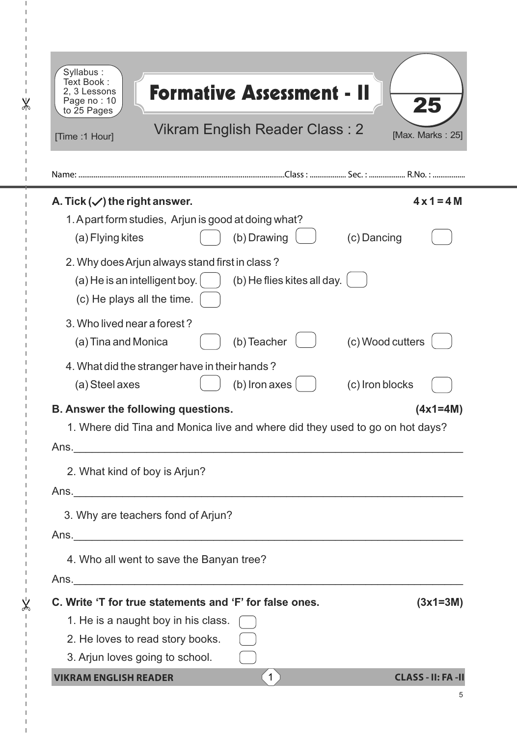Syllabus : Text Book : 2, 3 Lessons Page no : 10 to 25 Pages

# Formative Assessment - II

Vikram English Reader Class : 2

[Time :1 Hour] [Max. Marks : 25]

25

Name: ........................................................Class : .................. Sec. : .................. R.No. : .................

**A. Tick (✓) the right answer.** **4 x 1 = 4 M**

1. A part form studies, Arjun is good at doing what?

   (a) Flying kites ☐ (b) Drawing ☐ (c) Dancing ☐

2. Why does Arjun always stand first in class ?

   (a) He is an intelligent boy. ☐ (b) He flies kites all day. ☐

   (c) He plays all the time. ☐

3. Who lived near a forest ?

   (a) Tina and Monica ☐ (b) Teacher ☐ (c) Wood cutters ☐

4. What did the stranger have in their hands ?

   (a) Steel axes ☐ (b) Iron axes ☐ (c) Iron blocks ☐

**B. Answer the following questions.** **(4x1=4M)**

1. Where did Tina and Monica live and where did they used to go on hot days?

Ans.________________________________________________________________

2. What kind of boy is Arjun?

Ans.________________________________________________________________

3. Why are teachers fond of Arjun?

Ans.________________________________________________________________

4. Who all went to save the Banyan tree?

Ans.________________________________________________________________

**C. Write 'T for true statements and 'F' for false ones.** **(3x1=3M)**

1. He is a naught boy in his class. ☐
2. He loves to read story books. ☐
3. Arjun loves going to school. ☐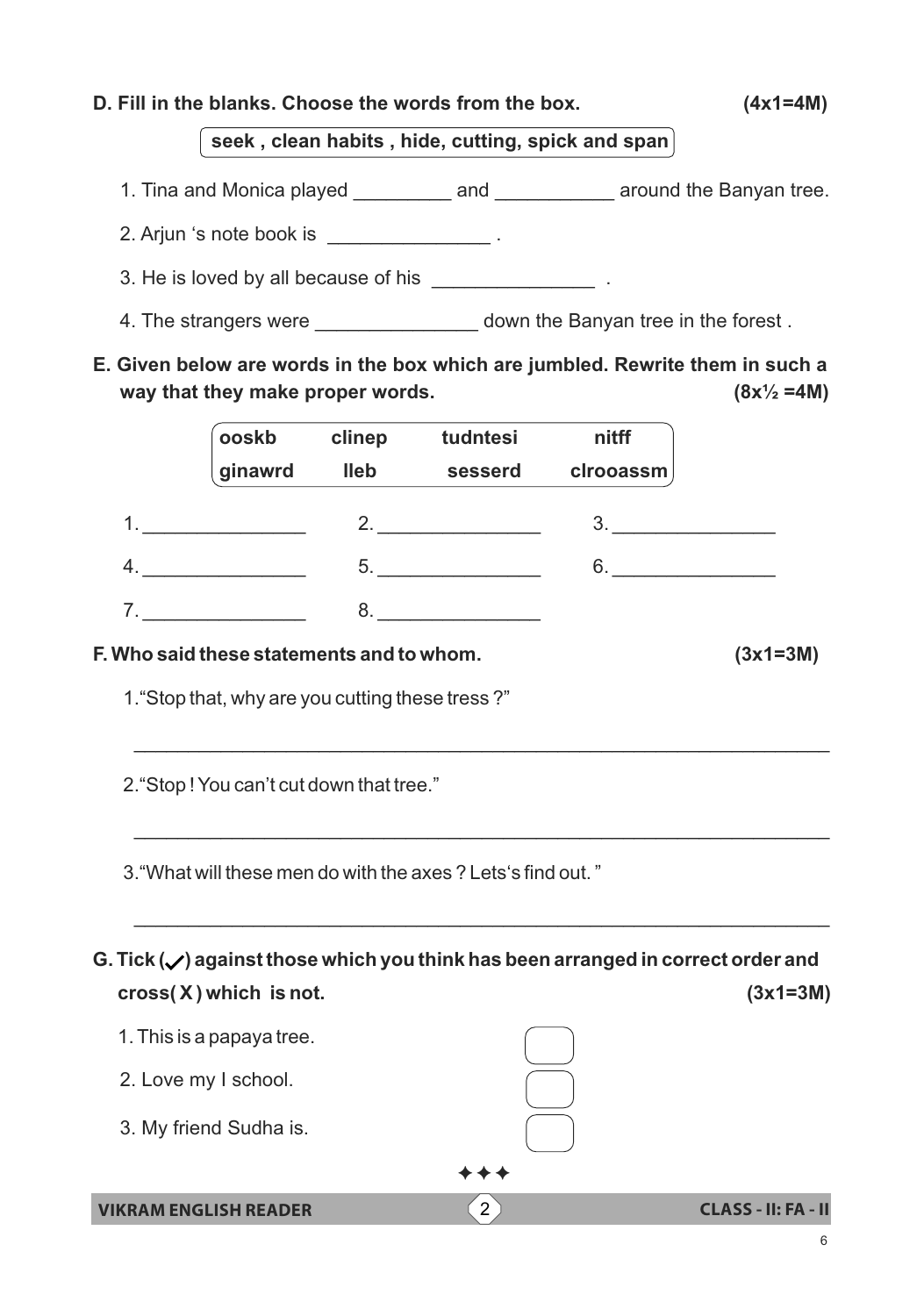**D. Fill in the blanks. Choose the words from the box. (4x1=4M)**

| seek , clean habits , hide, cutting, spick and span |
|---|

1. Tina and Monica played _________ and ___________ around the Banyan tree.
2. Arjun 's note book is _______________ .
3. He is loved by all because of his _______________ .
4. The strangers were _______________ down the Banyan tree in the forest .

**E. Given below are words in the box which are jumbled. Rewrite them in such a way that they make proper words. (8x½ =4M)**

| ooskb | clinep | tudntesi | nitff |
|---|---|---|---|
| ginawrd | lleb | sesserd | clrooassm |

1. _______________ 2. _______________ 3. _______________

4. _______________ 5. _______________ 6. _______________

7. _______________ 8. _______________

**F. Who said these statements and to whom. (3x1=3M)**

1. "Stop that, why are you cutting these tress ?"

_________________________________________________________________

2. "Stop ! You can't cut down that tree."

_________________________________________________________________

3. "What will these men do with the axes ? Lets's find out. "

_________________________________________________________________

**G. Tick (✓) against those which you think has been arranged in correct order and cross( X ) which is not. (3x1=3M)**

1. This is a papaya tree. ☐
2. Love my I school. ☐
3. My friend Sudha is. ☐

✦✦✦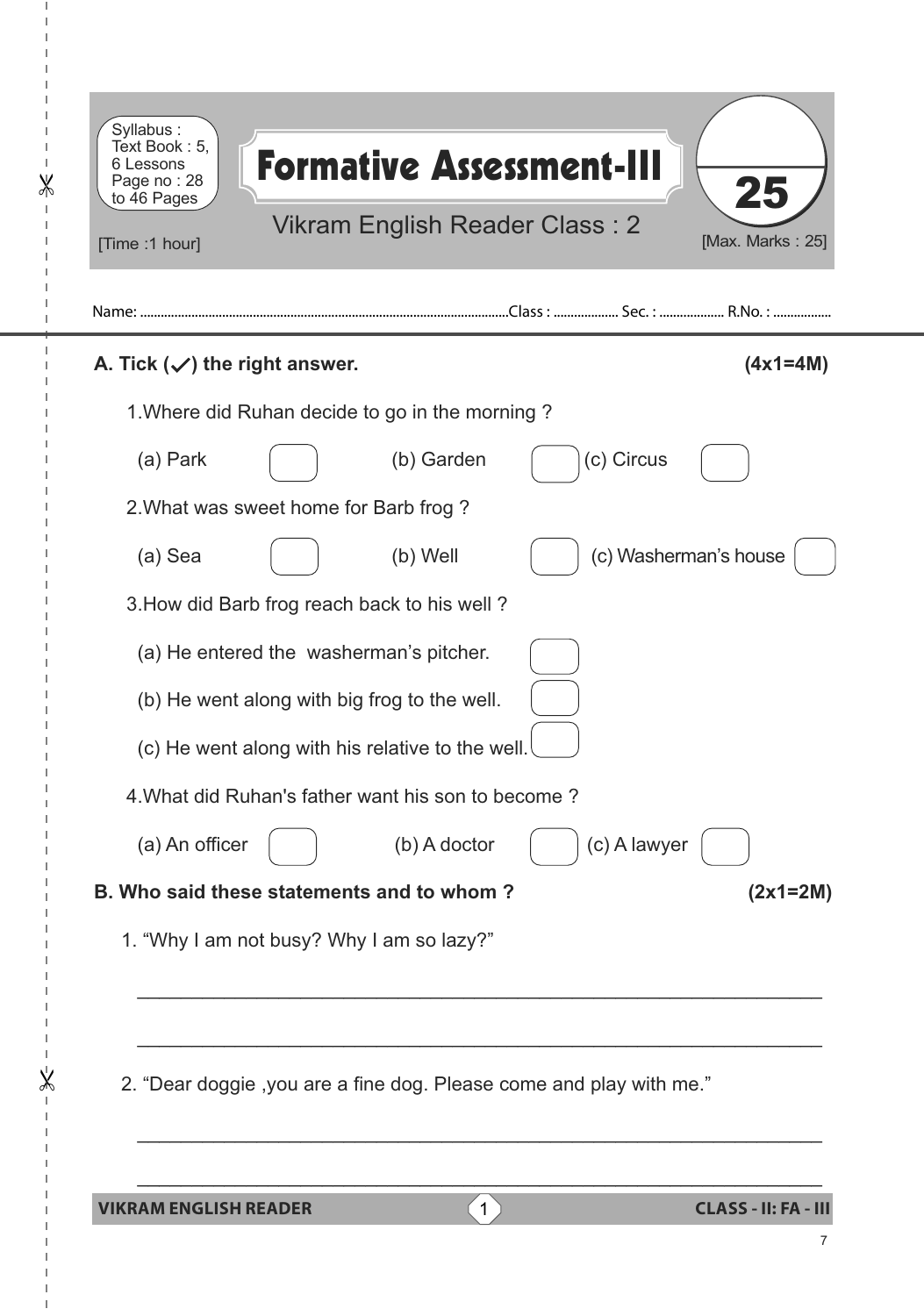Syllabus : Text Book : 5, 6 Lessons Page no : 28 to 46 Pages

[Time :1 hour]

# Formative Assessment-III

Vikram English Reader Class : 2

25

[Max. Marks : 25]

Name: ............................................................Class : .................. Sec. : .................. R.No. : .................

**A. Tick (✓) the right answer.** **(4x1=4M)**

1.Where did Ruhan decide to go in the morning ?

(a) Park ☐ (b) Garden ☐ (c) Circus ☐

2.What was sweet home for Barb frog ?

(a) Sea ☐ (b) Well ☐ (c) Washerman's house ☐

3.How did Barb frog reach back to his well ?

(a) He entered the washerman's pitcher. ☐

(b) He went along with big frog to the well. ☐

(c) He went along with his relative to the well. ☐

4.What did Ruhan's father want his son to become ?

(a) An officer ☐ (b) A doctor ☐ (c) A lawyer ☐

**B. Who said these statements and to whom ?** **(2x1=2M)**

1. "Why I am not busy? Why I am so lazy?"

_______________________________________________________________

_______________________________________________________________

2. "Dear doggie ,you are a fine dog. Please come and play with me."

_______________________________________________________________

_______________________________________________________________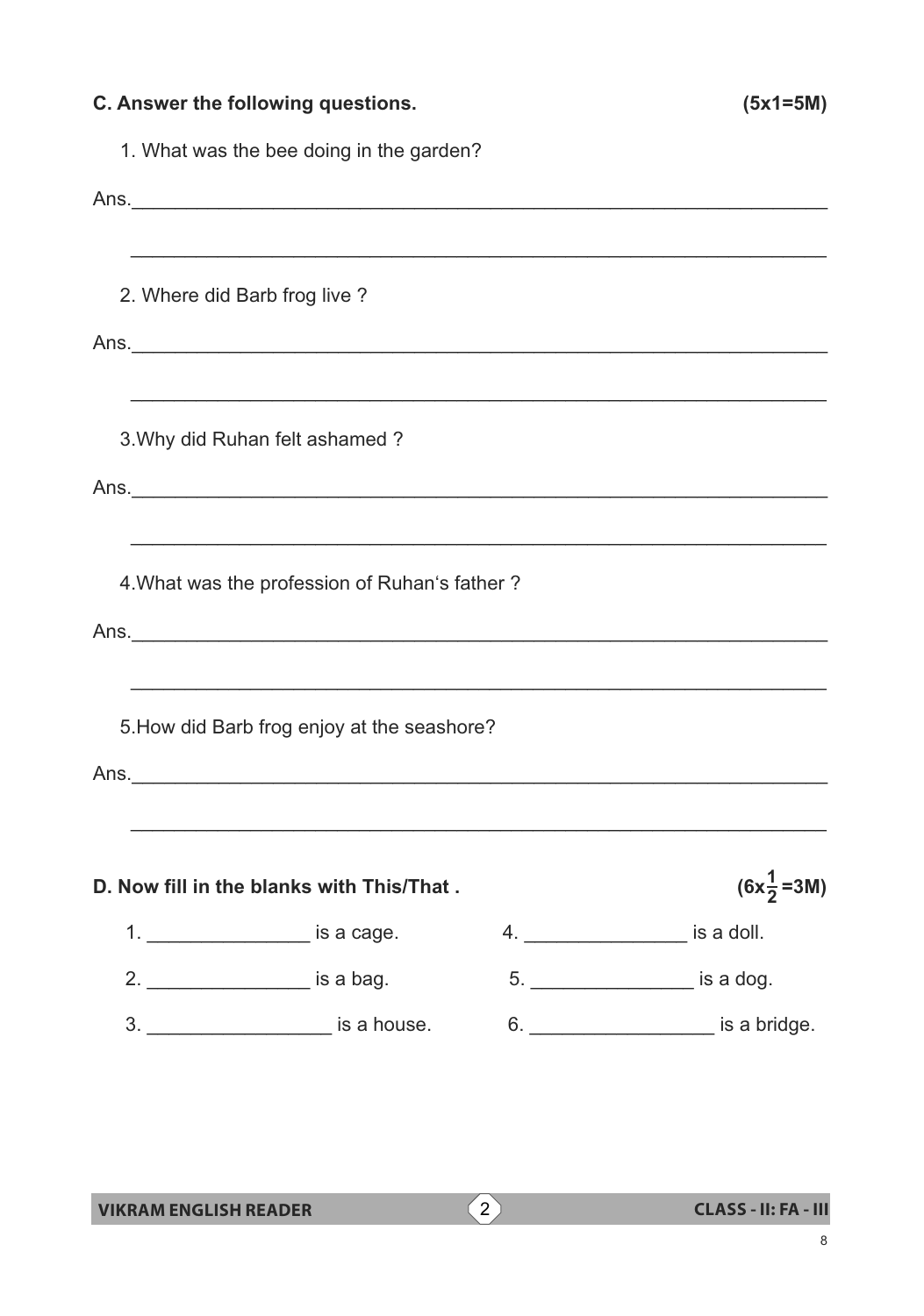**C. Answer the following questions.** **(5x1=5M)**

1. What was the bee doing in the garden?

Ans.____________________________________________________________

____________________________________________________________

2. Where did Barb frog live ?

Ans.____________________________________________________________

____________________________________________________________

3.Why did Ruhan felt ashamed ?

Ans.____________________________________________________________

____________________________________________________________

4.What was the profession of Ruhan's father ?

Ans.____________________________________________________________

____________________________________________________________

5.How did Barb frog enjoy at the seashore?

Ans.____________________________________________________________

____________________________________________________________

**D. Now fill in the blanks with This/That .** **($6x\frac{1}{2}$=3M)**

1. _______________ is a cage.
2. _______________ is a bag.
3. _________________ is a house.
4. _______________ is a doll.
5. _______________ is a dog.
6. _________________ is a bridge.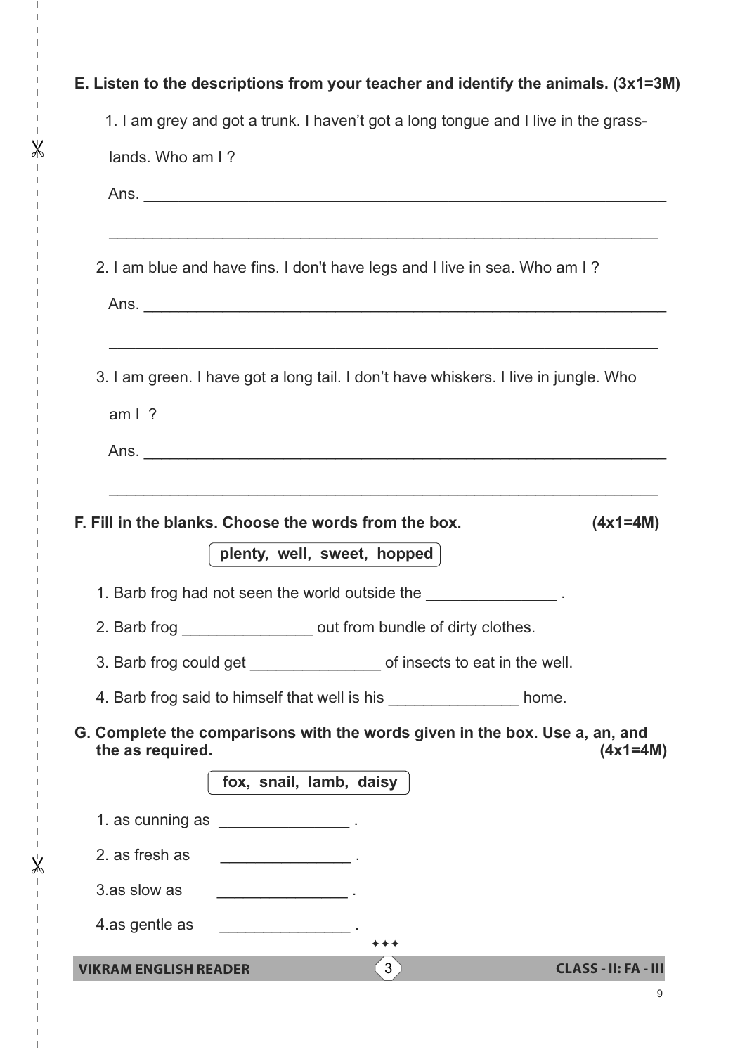**E. Listen to the descriptions from your teacher and identify the animals. (3x1=3M)**

1. I am grey and got a trunk. I haven't got a long tongue and I live in the grass-lands. Who am I ?

   Ans. ______________________________________________________________

   ______________________________________________________________

2. I am blue and have fins. I don't have legs and I live in sea. Who am I ?

   Ans. ______________________________________________________________

   ______________________________________________________________

3. I am green. I have got a long tail. I don't have whiskers. I live in jungle. Who am I ?

   Ans. ______________________________________________________________

   ______________________________________________________________

**F. Fill in the blanks. Choose the words from the box. (4x1=4M)**

**plenty, well, sweet, hopped**

1. Barb frog had not seen the world outside the _______________ .
2. Barb frog _______________ out from bundle of dirty clothes.
3. Barb frog could get _______________ of insects to eat in the well.
4. Barb frog said to himself that well is his _______________ home.

**G. Complete the comparisons with the words given in the box. Use a, an, and the as required. (4x1=4M)**

**fox, snail, lamb, daisy**

1. as cunning as _______________ .
2. as fresh as _______________ .
3. as slow as _______________ .
4. as gentle as _______________ .

✦✦✦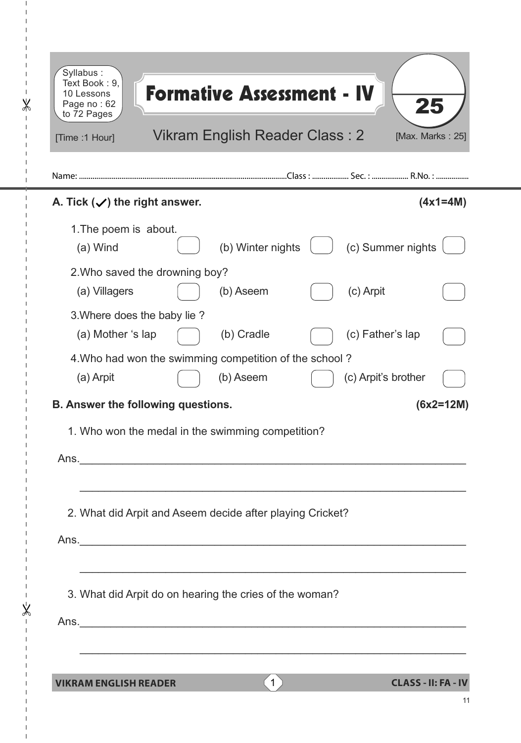Syllabus :
Text Book : 9, 10 Lessons
Page no : 62 to 72 Pages

# Formative Assessment - IV

**25**

[Time :1 Hour]

## Vikram English Reader Class : 2

[Max. Marks : 25]

Name: ............................................................................................................Class : .................. Sec. : .................. R.No. : .................

**A. Tick (✓) the right answer.** **(4x1=4M)**

1.The poem is about.
   (a) Wind ☐ (b) Winter nights ☐ (c) Summer nights ☐

2.Who saved the drowning boy?
   (a) Villagers ☐ (b) Aseem ☐ (c) Arpit ☐

3.Where does the baby lie ?
   (a) Mother 's lap ☐ (b) Cradle ☐ (c) Father's lap ☐

4.Who had won the swimming competition of the school ?
   (a) Arpit ☐ (b) Aseem ☐ (c) Arpit's brother ☐

**B. Answer the following questions.** **(6x2=12M)**

1. Who won the medal in the swimming competition?

Ans.________________________________________________________________

________________________________________________________________

2. What did Arpit and Aseem decide after playing Cricket?

Ans.________________________________________________________________

________________________________________________________________

3. What did Arpit do on hearing the cries of the woman?

Ans.________________________________________________________________

________________________________________________________________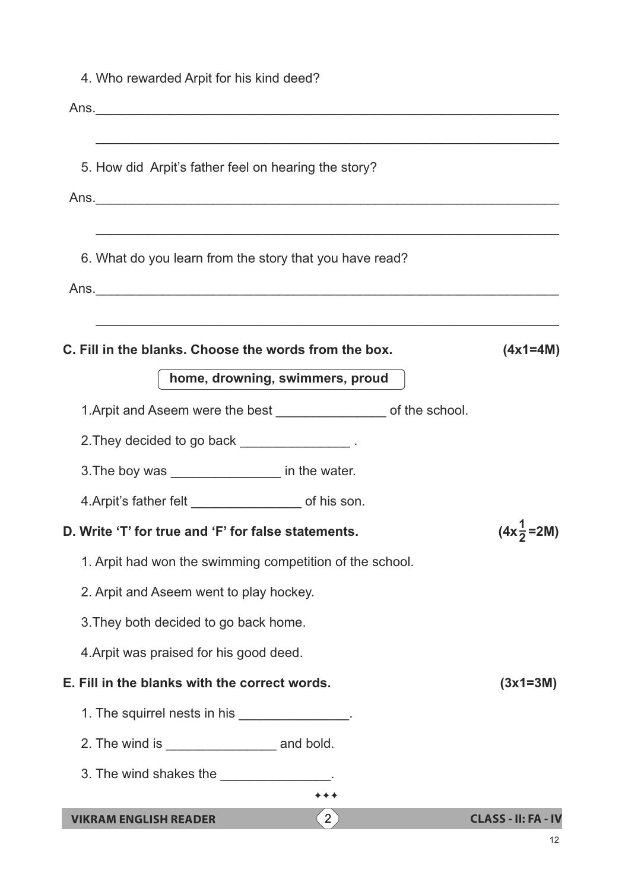4. Who rewarded Arpit for his kind deed?

Ans.________________________________________________________________

________________________________________________________________

5. How did Arpit's father feel on hearing the story?

Ans.________________________________________________________________

________________________________________________________________

6. What do you learn from the story that you have read?

Ans.________________________________________________________________

________________________________________________________________

**C. Fill in the blanks. Choose the words from the box. (4x1=4M)**

**home, drowning, swimmers, proud**

1. Arpit and Aseem were the best _______________ of the school.
2. They decided to go back _______________ .
3. The boy was _______________ in the water.
4. Arpit's father felt _______________ of his son.

**D. Write 'T' for true and 'F' for false statements. ($4x\frac{1}{2}$=2M)**

1. Arpit had won the swimming competition of the school.
2. Arpit and Aseem went to play hockey.
3. They both decided to go back home.
4. Arpit was praised for his good deed.

**E. Fill in the blanks with the correct words. (3x1=3M)**

1. The squirrel nests in his _______________.
2. The wind is _______________ and bold.
3. The wind shakes the _______________.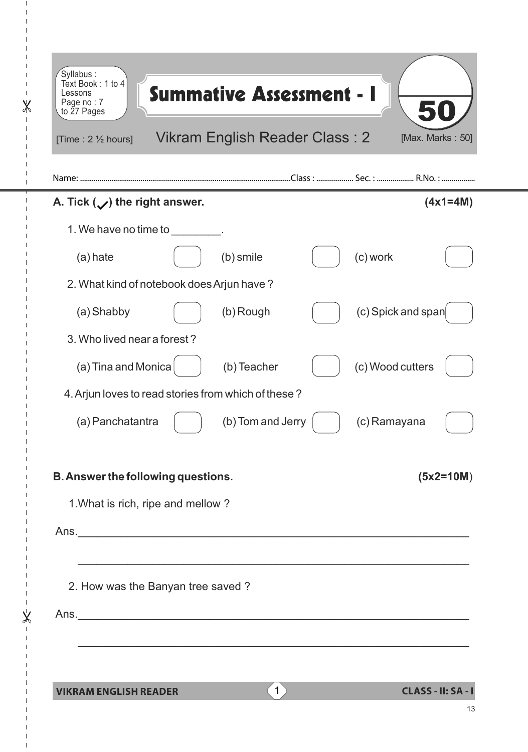Syllabus :
Text Book : 1 to 4 Lessons
Page no : 7 to 27 Pages

# Summative Assessment - I

**50**

[Time : 2 ½ hours] Vikram English Reader Class : 2 [Max. Marks : 50]

Name: .................................................................Class : .................. Sec. : .................. R.No. : .................

**A. Tick (✓) the right answer.** **(4x1=4M)**

1. We have no time to ________.

   (a) hate ☐ (b) smile ☐ (c) work ☐

2. What kind of notebook does Arjun have ?

   (a) Shabby ☐ (b) Rough ☐ (c) Spick and span ☐

3. Who lived near a forest ?

   (a) Tina and Monica ☐ (b) Teacher ☐ (c) Wood cutters ☐

4. Arjun loves to read stories from which of these ?

   (a) Panchatantra ☐ (b) Tom and Jerry ☐ (c) Ramayana ☐

**B. Answer the following questions.** **(5x2=10M)**

1. What is rich, ripe and mellow ?

Ans.________________________________________________________________

________________________________________________________________

2. How was the Banyan tree saved ?

Ans.________________________________________________________________

________________________________________________________________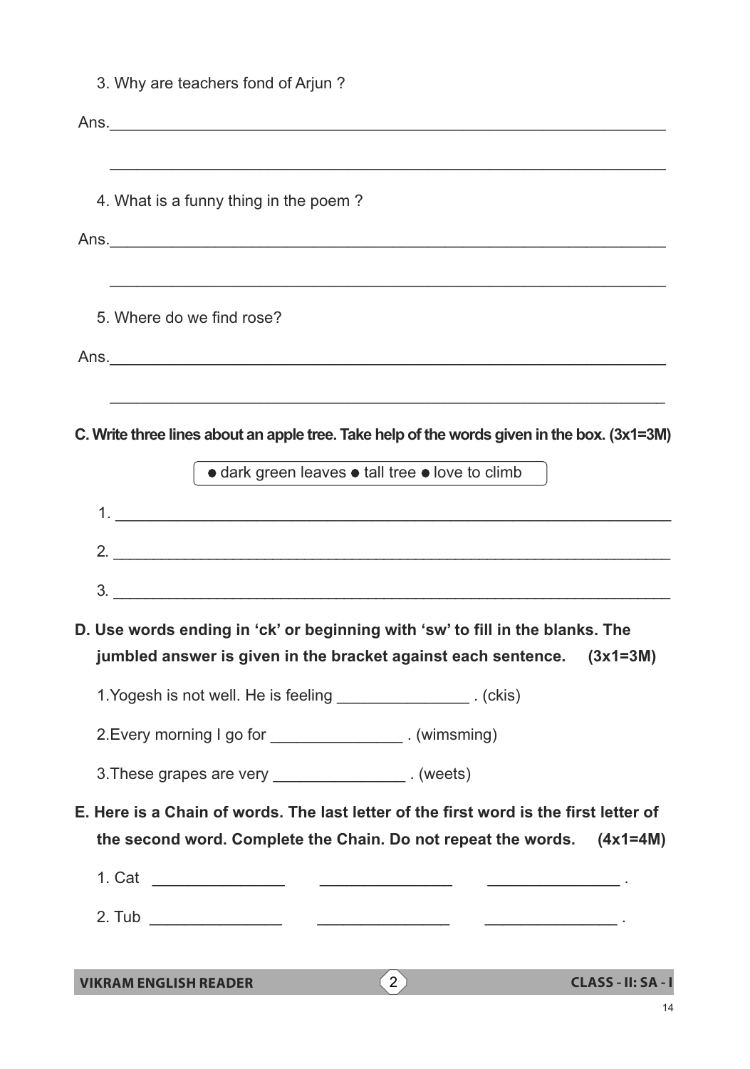3. Why are teachers fond of Arjun ?

Ans.________________________________________________________________

________________________________________________________________

4. What is a funny thing in the poem ?

Ans.________________________________________________________________

________________________________________________________________

5. Where do we find rose?

Ans.________________________________________________________________

________________________________________________________________

**C. Write three lines about an apple tree. Take help of the words given in the box. (3x1=3M)**

| ● dark green leaves ● tall tree ● love to climb |
|---|

1. ________________________________________________________________

2. ________________________________________________________________

3. ________________________________________________________________

**D. Use words ending in 'ck' or beginning with 'sw' to fill in the blanks. The jumbled answer is given in the bracket against each sentence. (3x1=3M)**

1.Yogesh is not well. He is feeling _______________ . (ckis)

2.Every morning I go for _______________ . (wimsming)

3.These grapes are very _______________ . (weets)

**E. Here is a Chain of words. The last letter of the first word is the first letter of the second word. Complete the Chain. Do not repeat the words. (4x1=4M)**

1. Cat _______________ _______________ _______________ .

2. Tub _______________ _______________ _______________ .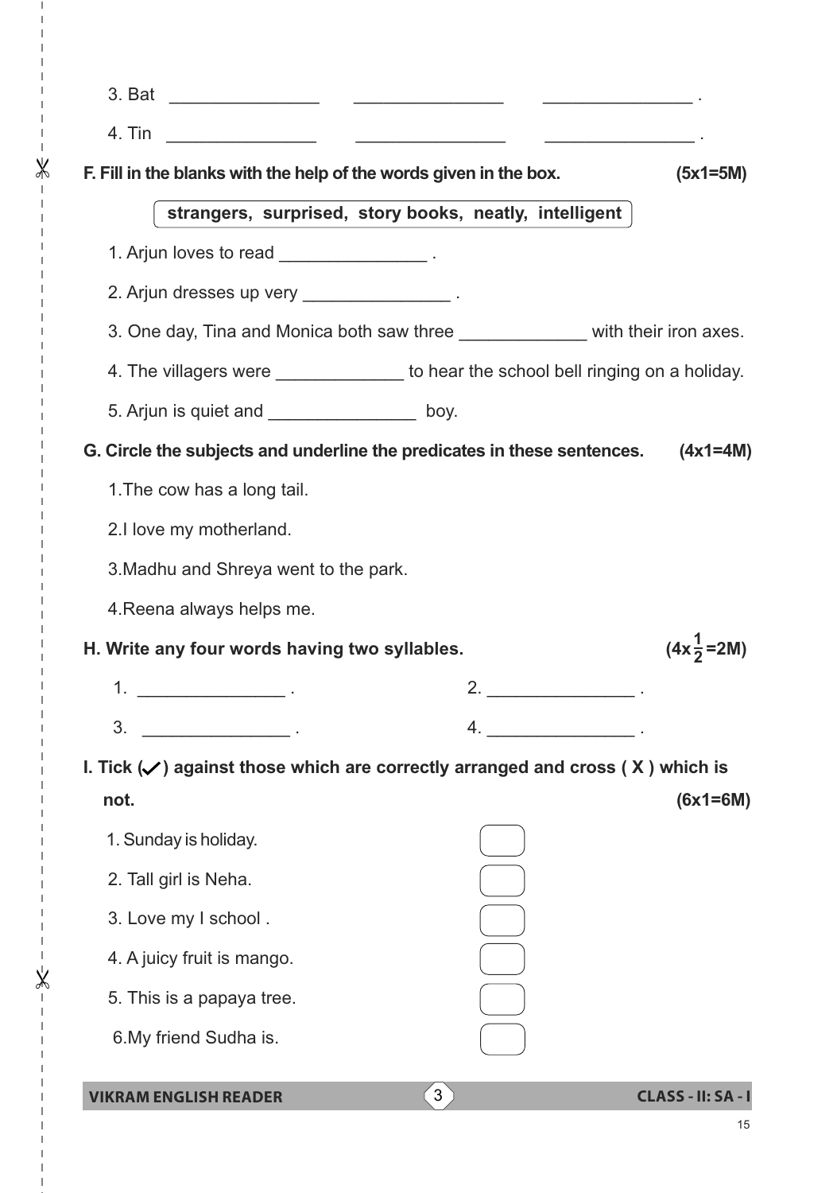3. Bat _______________ _______________ _______________ .

4. Tin _______________ _______________ _______________ .

**F. Fill in the blanks with the help of the words given in the box. (5x1=5M)**

| strangers, surprised, story books, neatly, intelligent |
|---|

1. Arjun loves to read _______________ .
2. Arjun dresses up very _______________ .
3. One day, Tina and Monica both saw three _____________ with their iron axes.
4. The villagers were _____________ to hear the school bell ringing on a holiday.
5. Arjun is quiet and _______________ boy.

**G. Circle the subjects and underline the predicates in these sentences. (4x1=4M)**

1.The cow has a long tail.

2.I love my motherland.

3.Madhu and Shreya went to the park.

4.Reena always helps me.

**H. Write any four words having two syllables. ($4x\frac{1}{2}$=2M)**

1. _______________ .　　　　2. _______________ .

3. _______________ .　　　　4. _______________ .

**I. Tick (✓) against those which are correctly arranged and cross ( X ) which is not. (6x1=6M)**

1. Sunday is holiday. [ ]
2. Tall girl is Neha. [ ]
3. Love my I school . [ ]
4. A juicy fruit is mango. [ ]
5. This is a papaya tree. [ ]
6. My friend Sudha is. [ ]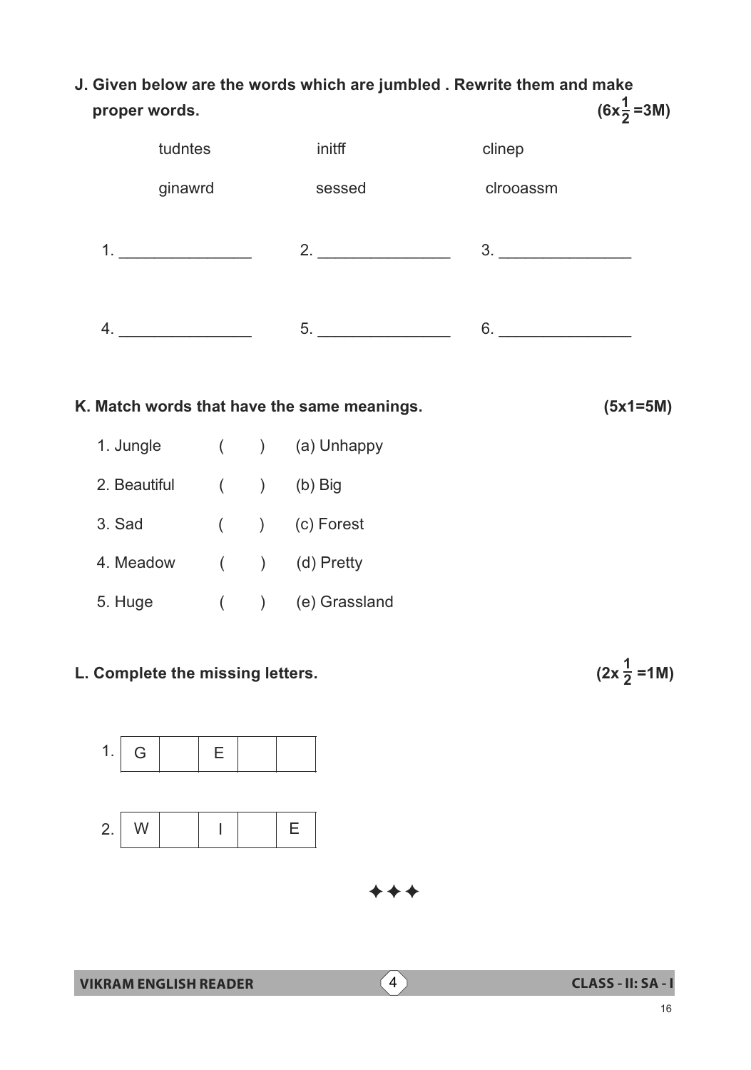**J. Given below are the words which are jumbled . Rewrite them and make proper words.** **($6 \times \frac{1}{2} = 3M$)**

| | | |
|---|---|---|
| tudntes | initff | clinep |
| ginawrd | sessed | clrooassm |

1. _______________ 2. _______________ 3. _______________

4. _______________ 5. _______________ 6. _______________

**K. Match words that have the same meanings.** **(5x1=5M)**

| | | |
|---|---|---|
| 1. Jungle | (   ) | (a) Unhappy |
| 2. Beautiful | (   ) | (b) Big |
| 3. Sad | (   ) | (c) Forest |
| 4. Meadow | (   ) | (d) Pretty |
| 5. Huge | (   ) | (e) Grassland |

**L. Complete the missing letters.** **($2 \times \frac{1}{2} = 1M$)**

1.

| G | | E | | |
|---|---|---|---|---|

2.

| W | | I | | E |
|---|---|---|---|---|

✦✦✦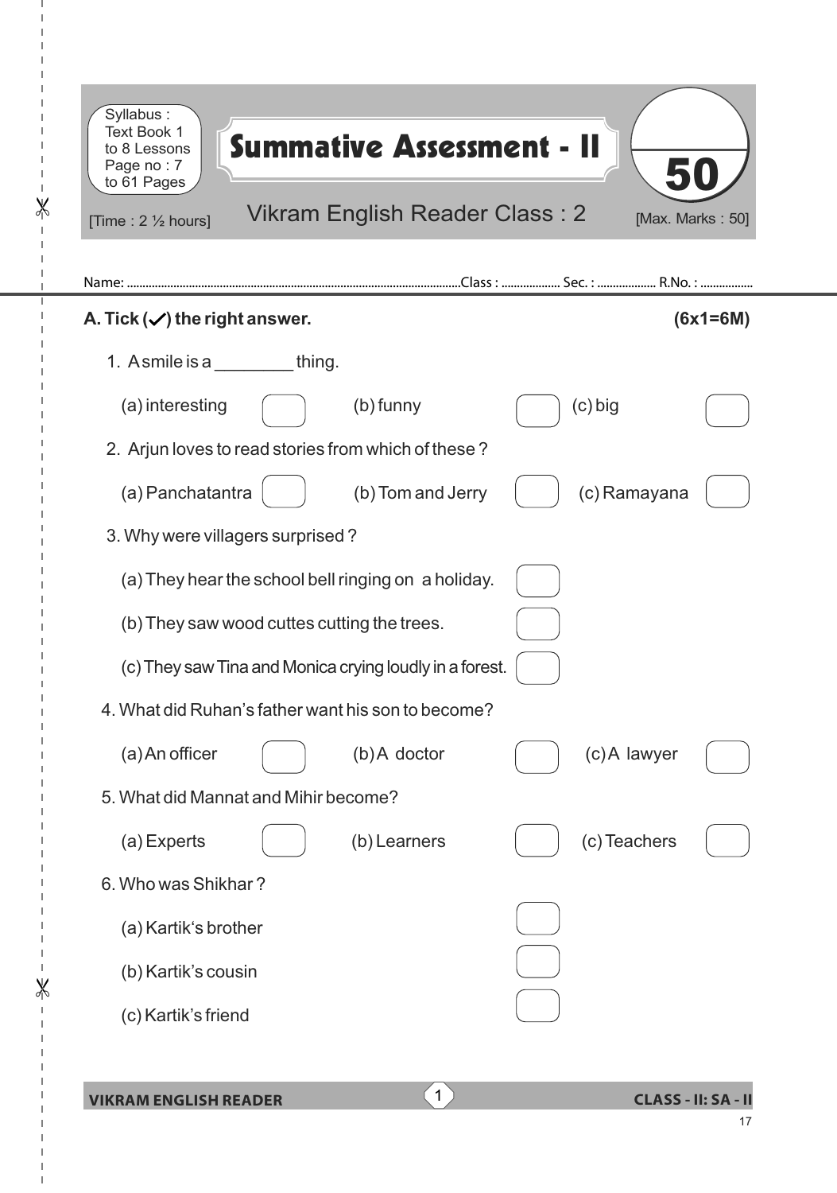Syllabus : Text Book 1 to 8 Lessons Page no : 7 to 61 Pages

# Summative Assessment - II

**50**

[Time : 2 ½ hours] Vikram English Reader Class : 2 [Max. Marks : 50]

Name: .................................................Class : .................. Sec. : .................. R.No. : .................

## A. Tick (✓) the right answer. (6x1=6M)

1. A smile is a ________ thing.

   (a) interesting ☐ (b) funny ☐ (c) big ☐

2. Arjun loves to read stories from which of these ?

   (a) Panchatantra ☐ (b) Tom and Jerry ☐ (c) Ramayana ☐

3. Why were villagers surprised ?

   (a) They hear the school bell ringing on a holiday. ☐

   (b) They saw wood cuttes cutting the trees. ☐

   (c) They saw Tina and Monica crying loudly in a forest. ☐

4. What did Ruhan's father want his son to become?

   (a) An officer ☐ (b) A doctor ☐ (c) A lawyer ☐

5. What did Mannat and Mihir become?

   (a) Experts ☐ (b) Learners ☐ (c) Teachers ☐

6. Who was Shikhar ?

   (a) Kartik's brother ☐

   (b) Kartik's cousin ☐

   (c) Kartik's friend ☐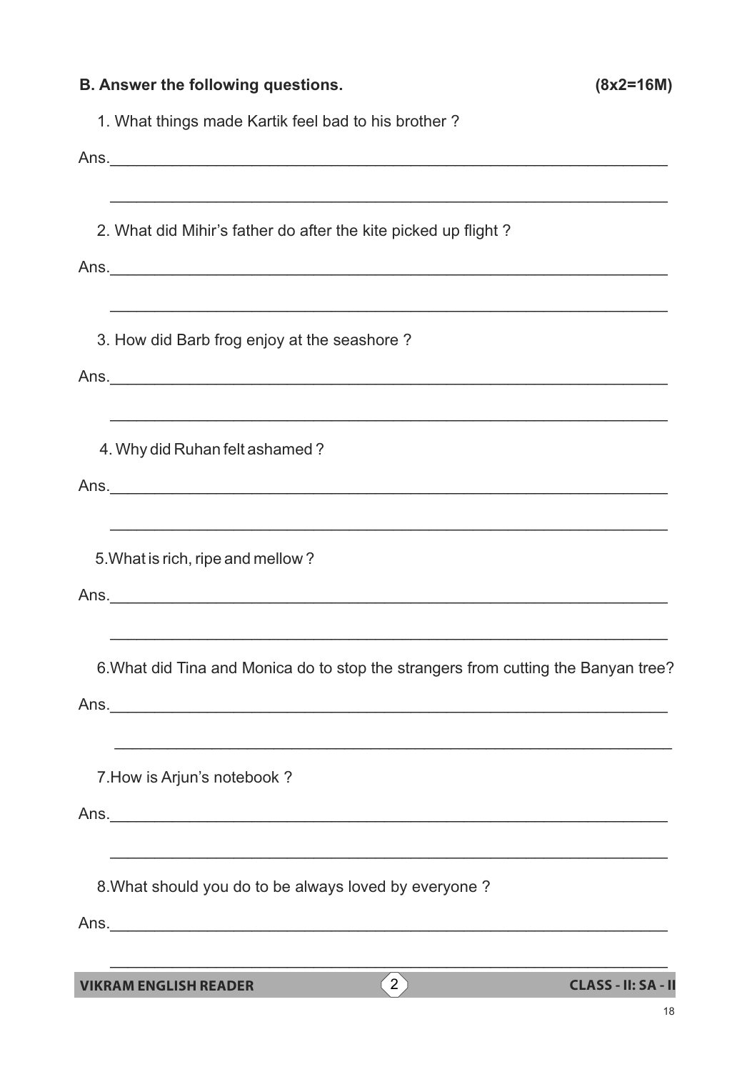**B. Answer the following questions. (8x2=16M)**

1. What things made Kartik feel bad to his brother ?

Ans.________________________________________________________________

________________________________________________________________

2. What did Mihir's father do after the kite picked up flight ?

Ans.________________________________________________________________

________________________________________________________________

3. How did Barb frog enjoy at the seashore ?

Ans.________________________________________________________________

________________________________________________________________

4. Why did Ruhan felt ashamed ?

Ans.________________________________________________________________

________________________________________________________________

5. What is rich, ripe and mellow ?

Ans.________________________________________________________________

________________________________________________________________

6. What did Tina and Monica do to stop the strangers from cutting the Banyan tree?

Ans.________________________________________________________________

________________________________________________________________

7. How is Arjun's notebook ?

Ans.________________________________________________________________

________________________________________________________________

8. What should you do to be always loved by everyone ?

Ans.________________________________________________________________

________________________________________________________________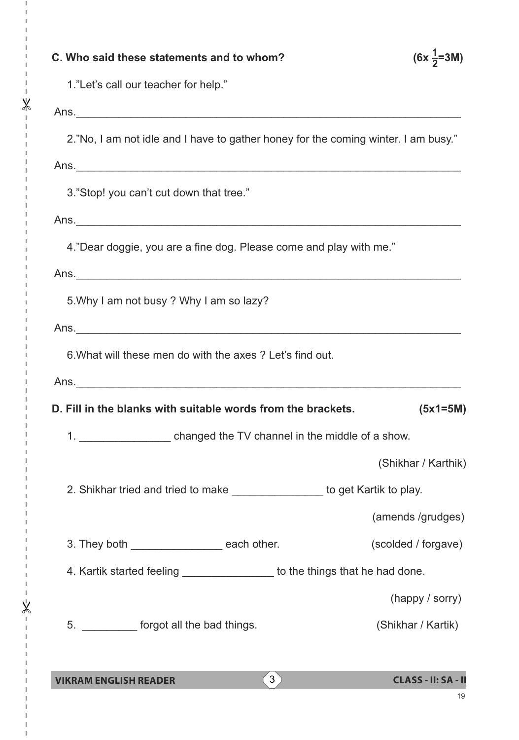**C. Who said these statements and to whom?** **(6x $\frac{1}{2}$=3M)**

1."Let's call our teacher for help."

Ans.________________________________________________________________

2."No, I am not idle and I have to gather honey for the coming winter. I am busy."

Ans.________________________________________________________________

3."Stop! you can't cut down that tree."

Ans.________________________________________________________________

4."Dear doggie, you are a fine dog. Please come and play with me."

Ans.________________________________________________________________

5.Why I am not busy ? Why I am so lazy?

Ans.________________________________________________________________

6.What will these men do with the axes ? Let's find out.

Ans.________________________________________________________________

**D. Fill in the blanks with suitable words from the brackets.** **(5x1=5M)**

1. _______________ changed the TV channel in the middle of a show. (Shikhar / Karthik)

2. Shikhar tried and tried to make _______________ to get Kartik to play. (amends /grudges)

3. They both _______________ each other. (scolded / forgave)

4. Kartik started feeling _______________ to the things that he had done. (happy / sorry)

5. _________ forgot all the bad things. (Shikhar / Kartik)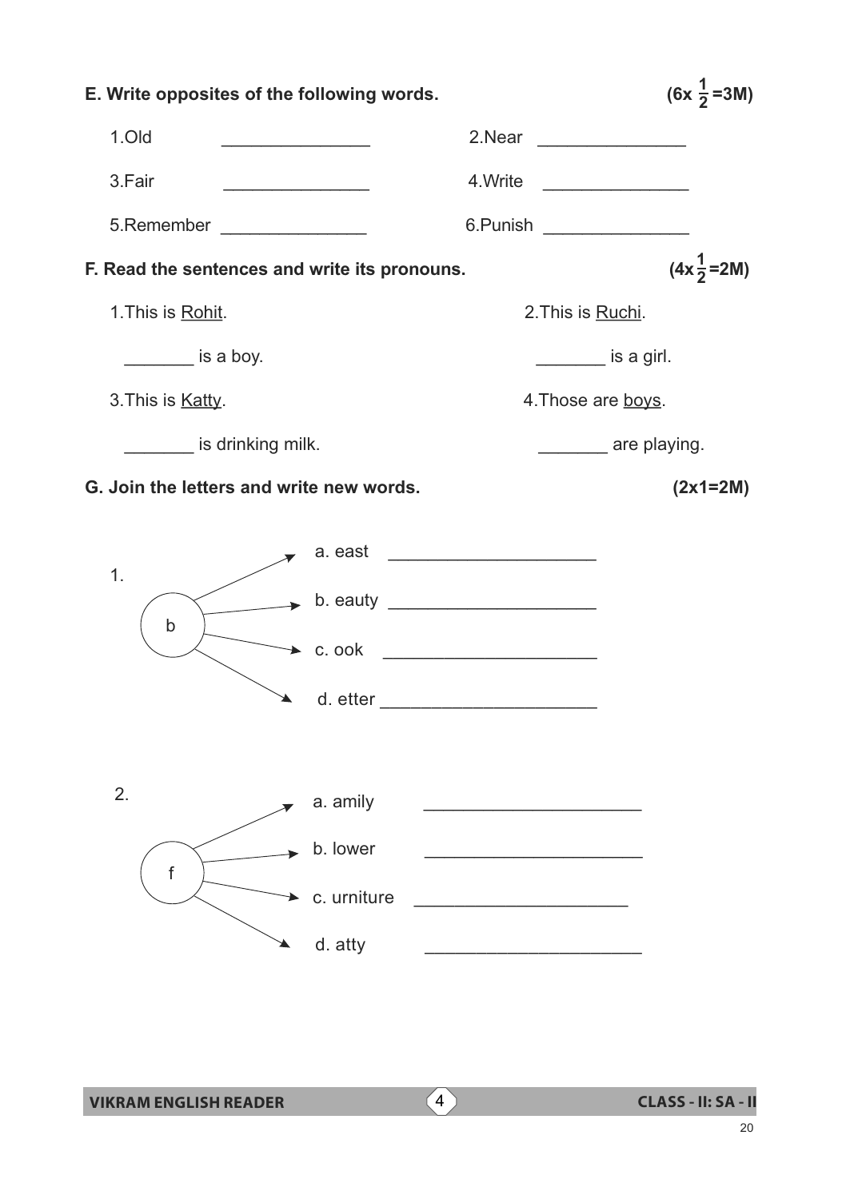**E. Write opposites of the following words.** **(6x $\frac{1}{2}$=3M)**

1.Old _______________ 2.Near _______________

3.Fair _______________ 4.Write _______________

5.Remember _______________ 6.Punish _______________

**F. Read the sentences and write its pronouns.** **(4x$\frac{1}{2}$=2M)**

1.This is <u>Rohit</u>.

_______ is a boy.

2.This is <u>Ruchi</u>.

_______ is a girl.

3.This is <u>Katty</u>.

_______ is drinking milk.

4.Those are <u>boys</u>.

_______ are playing.

**G. Join the letters and write new words.** **(2x1=2M)**

1. b

a. east _____________________

b. eauty _____________________

c. ook _____________________

d. etter _____________________

2. f

a. amily _____________________

b. lower _____________________

c. urniture _____________________

d. atty _____________________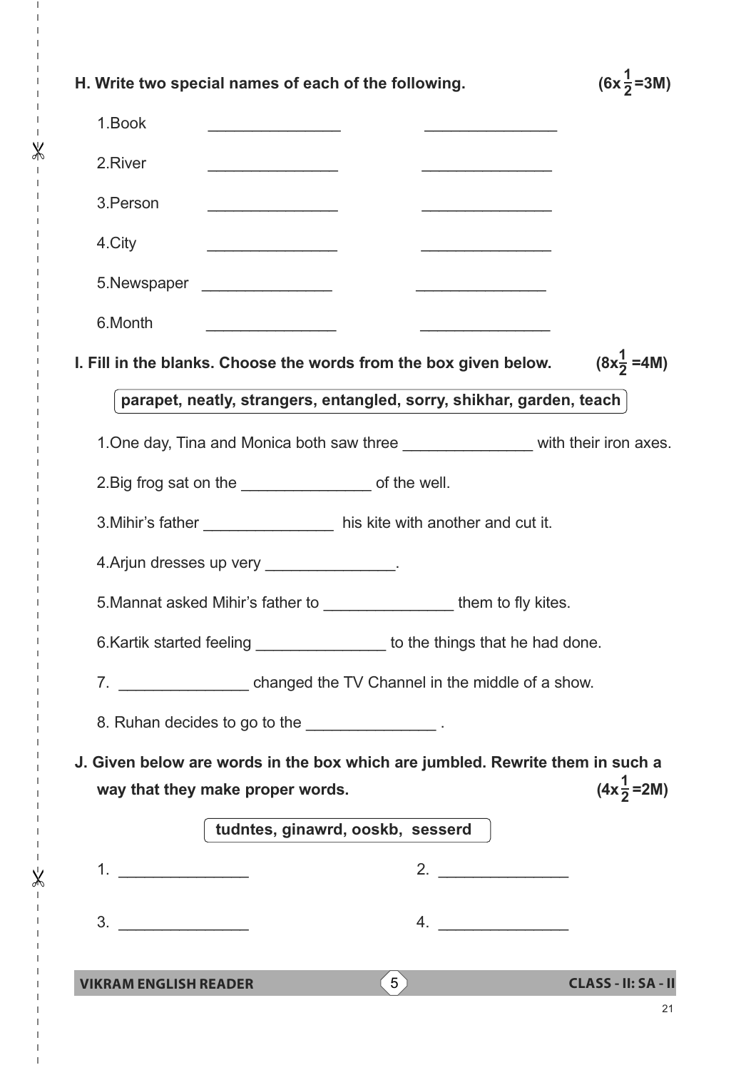**H. Write two special names of each of the following.** **($6x\frac{1}{2}$=3M)**

1.Book _______________ _______________

2.River _______________ _______________

3.Person _______________ _______________

4.City _______________ _______________

5.Newspaper _______________ _______________

6.Month _______________ _______________

**I. Fill in the blanks. Choose the words from the box given below.** **($8x\frac{1}{2}$ =4M)**

| parapet, neatly, strangers, entangled, sorry, shikhar, garden, teach |
|---|

1.One day, Tina and Monica both saw three _______________ with their iron axes.

2.Big frog sat on the _______________ of the well.

3.Mihir's father _______________ his kite with another and cut it.

4.Arjun dresses up very _______________.

5.Mannat asked Mihir's father to _______________ them to fly kites.

6.Kartik started feeling _______________ to the things that he had done.

7. _______________ changed the TV Channel in the middle of a show.

8. Ruhan decides to go to the _______________ .

**J. Given below are words in the box which are jumbled. Rewrite them in such a way that they make proper words.** **($4x\frac{1}{2}$ =2M)**

| tudntes, ginawrd, ooskb, sesserd |
|---|

1. _______________ 2. _______________

3. _______________ 4. _______________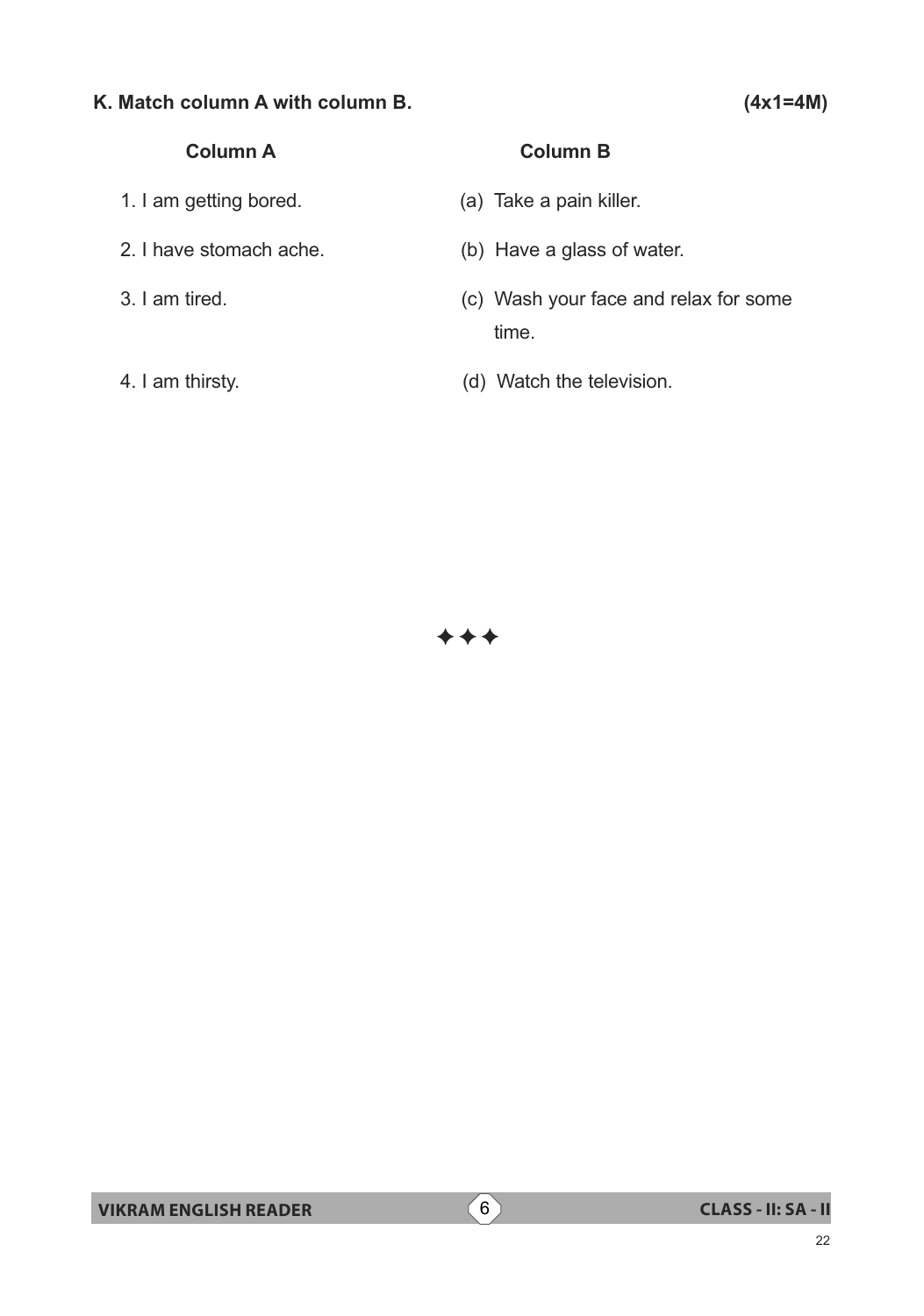**K. Match column A with column B.** **(4x1=4M)**

| Column A | Column B |
|---|---|
| 1. I am getting bored. | (a) Take a pain killer. |
| 2. I have stomach ache. | (b) Have a glass of water. |
| 3. I am tired. | (c) Wash your face and relax for some time. |
| 4. I am thirsty. | (d) Watch the television. |

✦✦✦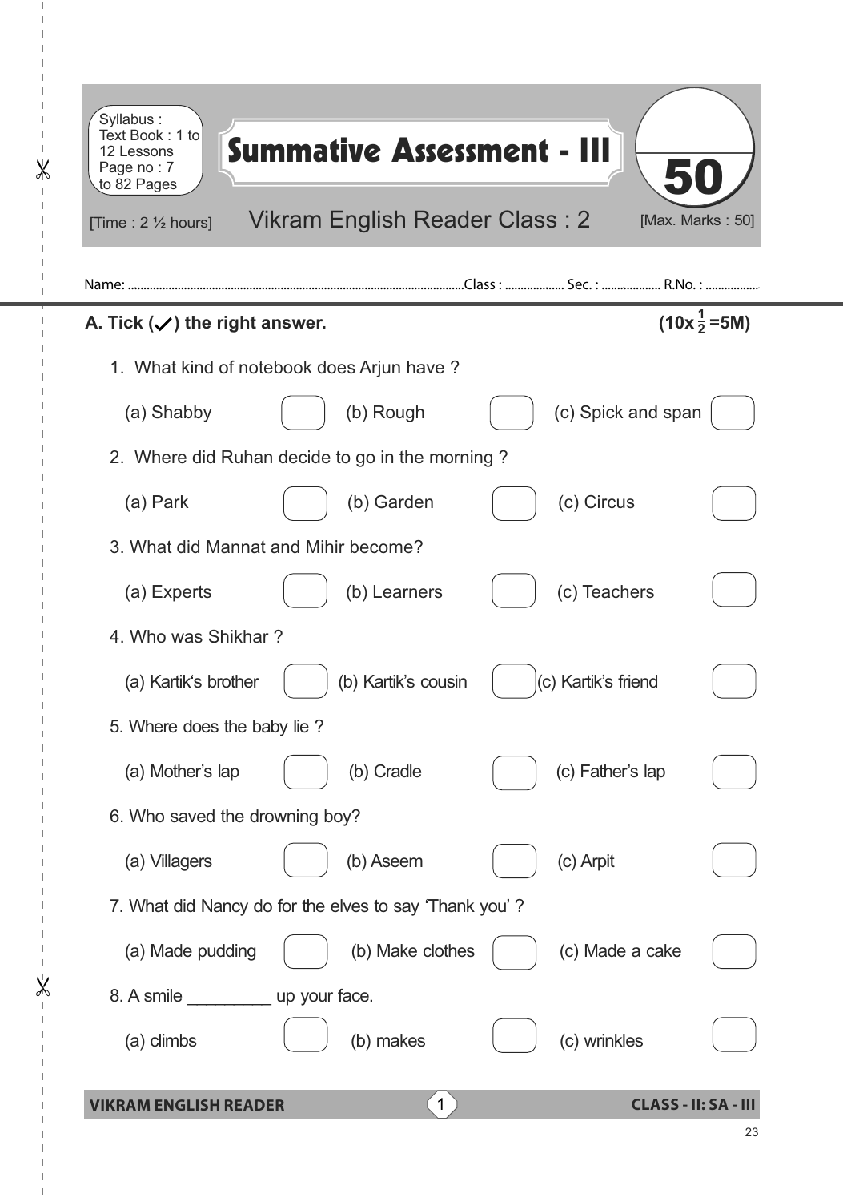Syllabus : Text Book : 1 to 12 Lessons Page no : 7 to 82 Pages

# Summative Assessment - III

**50**

[Time : 2 ½ hours] Vikram English Reader Class : 2 [Max. Marks : 50]

Name: .................................................. Class : .............. Sec. : .............. R.No. : ..............

**A. Tick (✓) the right answer.** **(10x $\frac{1}{2}$ =5M)**

1. What kind of notebook does Arjun have ?

   (a) Shabby ☐ (b) Rough ☐ (c) Spick and span ☐

2. Where did Ruhan decide to go in the morning ?

   (a) Park ☐ (b) Garden ☐ (c) Circus ☐

3. What did Mannat and Mihir become?

   (a) Experts ☐ (b) Learners ☐ (c) Teachers ☐

4. Who was Shikhar ?

   (a) Kartik's brother ☐ (b) Kartik's cousin ☐ (c) Kartik's friend ☐

5. Where does the baby lie ?

   (a) Mother's lap ☐ (b) Cradle ☐ (c) Father's lap ☐

6. Who saved the drowning boy?

   (a) Villagers ☐ (b) Aseem ☐ (c) Arpit ☐

7. What did Nancy do for the elves to say 'Thank you' ?

   (a) Made pudding ☐ (b) Make clothes ☐ (c) Made a cake ☐

8. A smile _________ up your face.

   (a) climbs ☐ (b) makes ☐ (c) wrinkles ☐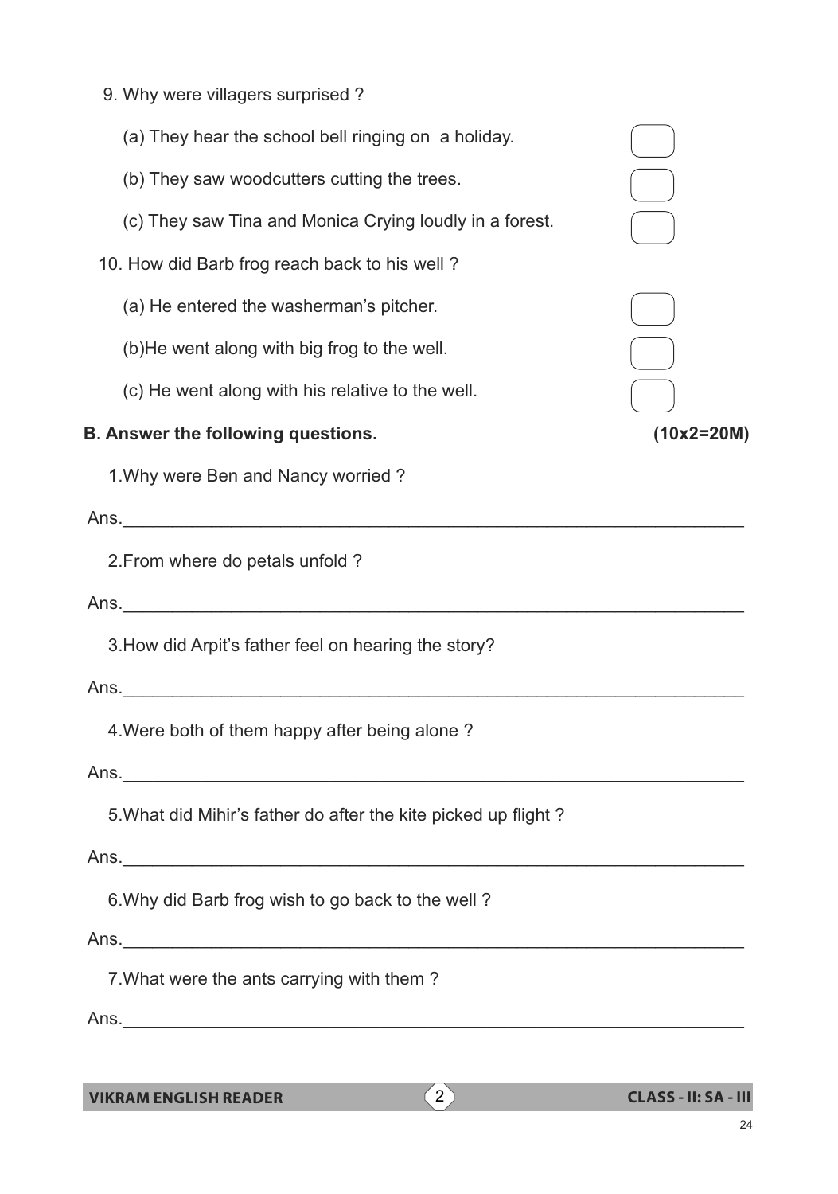9. Why were villagers surprised ?

   (a) They hear the school bell ringing on a holiday. ☐

   (b) They saw woodcutters cutting the trees. ☐

   (c) They saw Tina and Monica Crying loudly in a forest. ☐

10. How did Barb frog reach back to his well ?

   (a) He entered the washerman's pitcher. ☐

   (b)He went along with big frog to the well. ☐

   (c) He went along with his relative to the well. ☐

**B. Answer the following questions. (10x2=20M)**

1.Why were Ben and Nancy worried ?

Ans.______________________________________________________________

2.From where do petals unfold ?

Ans.______________________________________________________________

3.How did Arpit's father feel on hearing the story?

Ans.______________________________________________________________

4.Were both of them happy after being alone ?

Ans.______________________________________________________________

5.What did Mihir's father do after the kite picked up flight ?

Ans.______________________________________________________________

6.Why did Barb frog wish to go back to the well ?

Ans.______________________________________________________________

7.What were the ants carrying with them ?

Ans.______________________________________________________________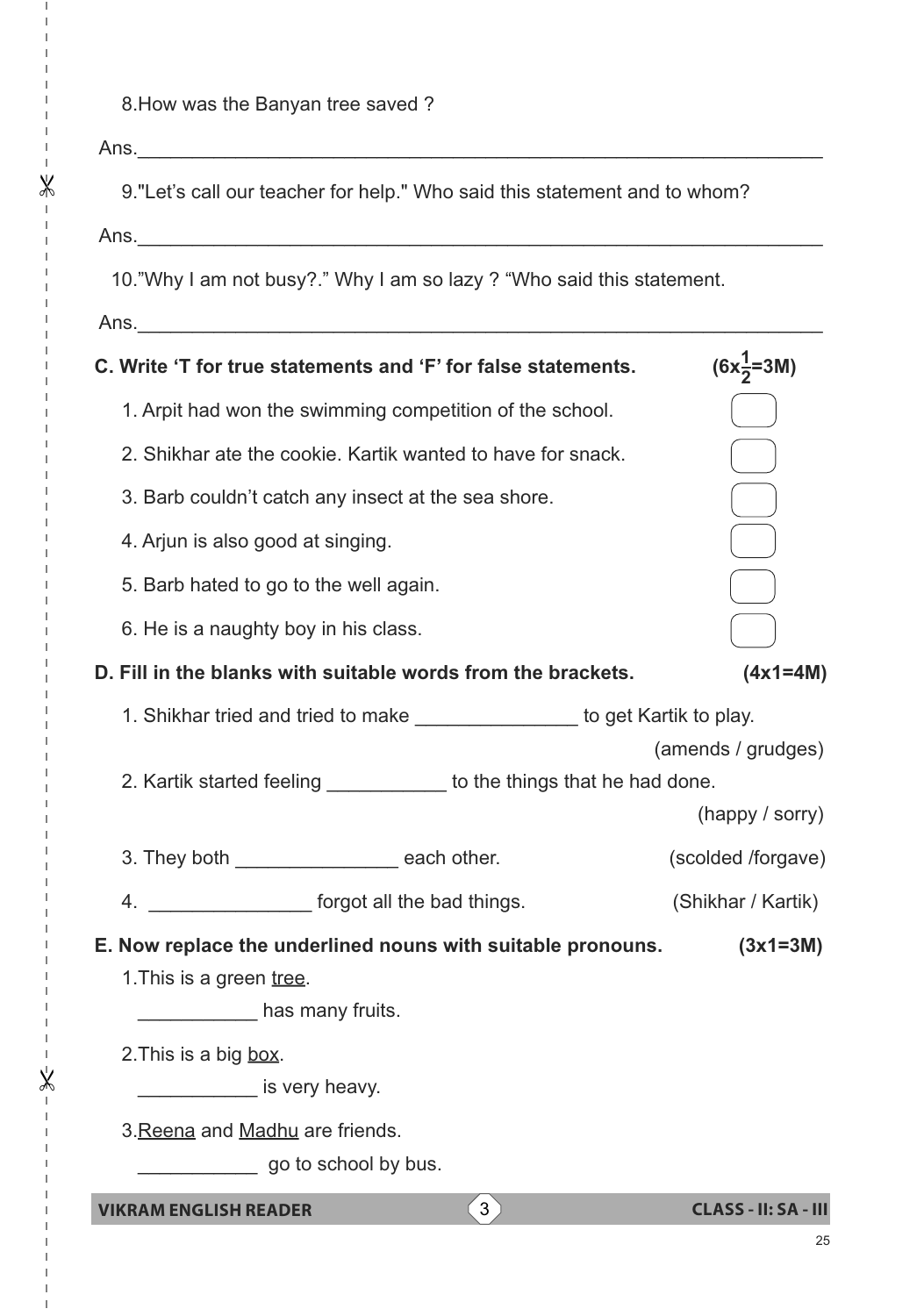8.How was the Banyan tree saved ?

Ans.________________________________________________________________

9."Let's call our teacher for help." Who said this statement and to whom?

Ans.________________________________________________________________

10."Why I am not busy?." Why I am so lazy ? "Who said this statement.

Ans.________________________________________________________________

**C. Write 'T for true statements and 'F' for false statements.** **($6x\frac{1}{2}$=3M)**

1. Arpit had won the swimming competition of the school. [ ]
2. Shikhar ate the cookie. Kartik wanted to have for snack. [ ]
3. Barb couldn't catch any insect at the sea shore. [ ]
4. Arjun is also good at singing. [ ]
5. Barb hated to go to the well again. [ ]
6. He is a naughty boy in his class. [ ]

**D. Fill in the blanks with suitable words from the brackets.** **(4x1=4M)**

1. Shikhar tried and tried to make _______________ to get Kartik to play. (amends / grudges)
2. Kartik started feeling ___________ to the things that he had done. (happy / sorry)
3. They both _______________ each other. (scolded /forgave)
4. _______________ forgot all the bad things. (Shikhar / Kartik)

**E. Now replace the underlined nouns with suitable pronouns.** **(3x1=3M)**

1.This is a green <u>tree</u>.

___________ has many fruits.

2.This is a big <u>box</u>.

___________ is very heavy.

3.<u>Reena</u> and <u>Madhu</u> are friends.

___________ go to school by bus.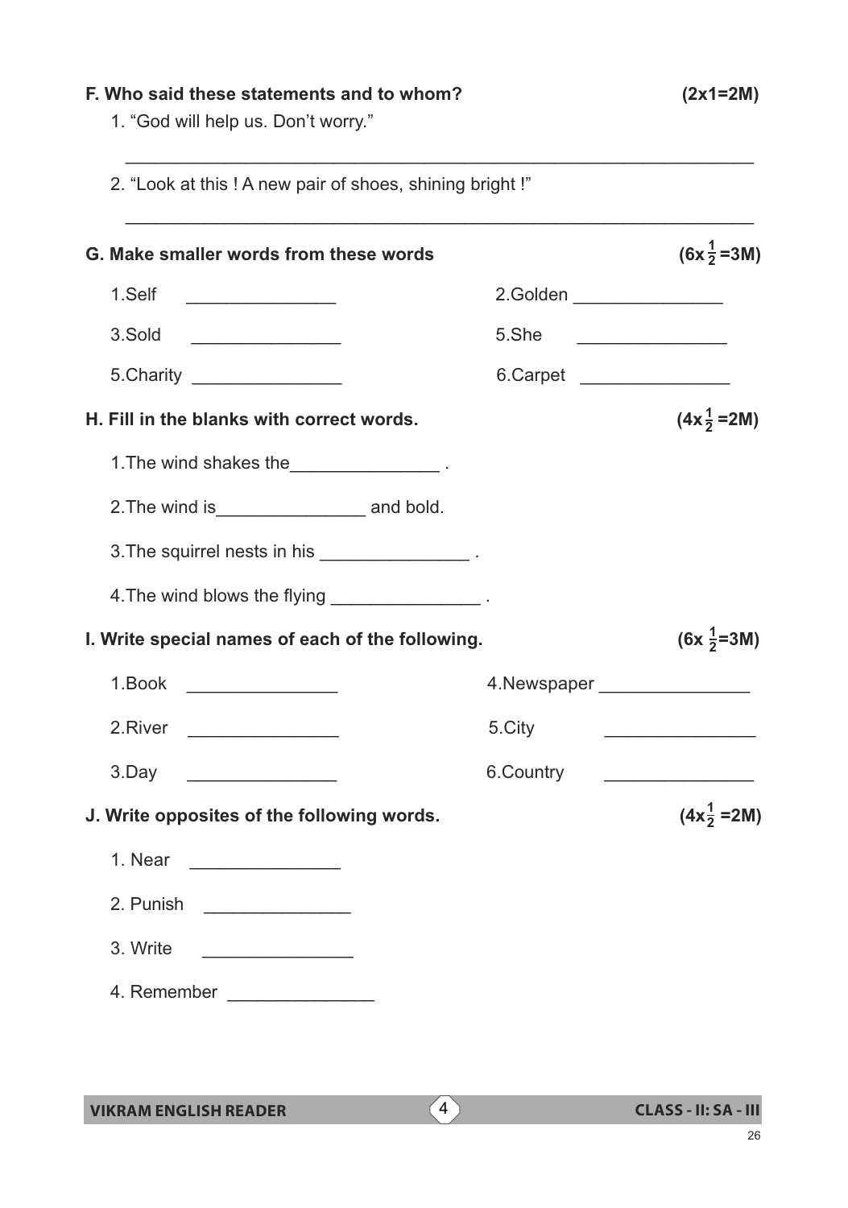**F. Who said these statements and to whom?** **(2x1=2M)**

1. "God will help us. Don't worry."

_______________________________________________

2. "Look at this ! A new pair of shoes, shining bright !"

_______________________________________________

**G. Make smaller words from these words** **(6x$\frac{1}{2}$=3M)**

1.Self _______________ 2.Golden _______________

3.Sold _______________ 5.She _______________

5.Charity _______________ 6.Carpet _______________

**H. Fill in the blanks with correct words.** **(4x$\frac{1}{2}$=2M)**

1.The wind shakes the_______________ .

2.The wind is_______________ and bold.

3.The squirrel nests in his _______________ .

4.The wind blows the flying _______________ .

**I. Write special names of each of the following.** **(6x $\frac{1}{2}$=3M)**

1.Book _______________ 4.Newspaper _______________

2.River _______________ 5.City _______________

3.Day _______________ 6.Country _______________

**J. Write opposites of the following words.** **(4x$\frac{1}{2}$ =2M)**

1. Near _______________
2. Punish _______________
3. Write _______________
4. Remember _______________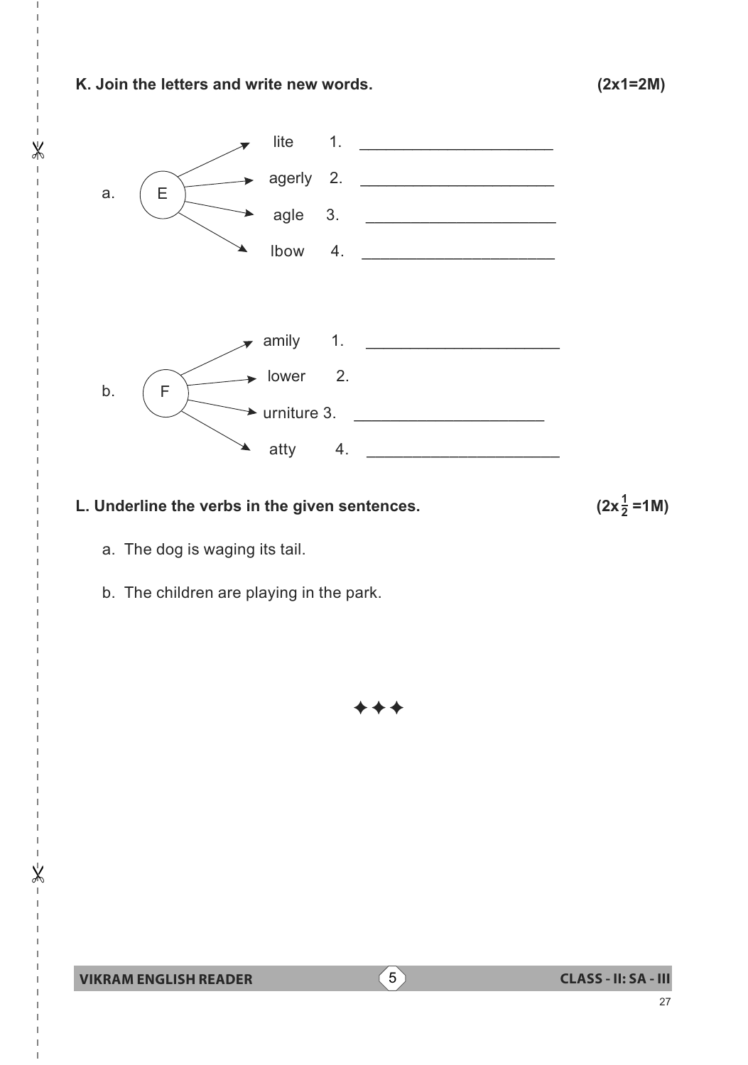**K. Join the letters and write new words.** **(2x1=2M)**

a. E → lite 1. ______________________

E → agerly 2. ______________________

E → agle 3. ______________________

E → lbow 4. ______________________

b. F → amily 1. ______________________

F → lower 2.

F → urniture 3. ______________________

F → atty 4. ______________________

**L. Underline the verbs in the given sentences.** **($2x\frac{1}{2}$ =1M)**

a. The dog is waging its tail.

b. The children are playing in the park.

✦✦✦